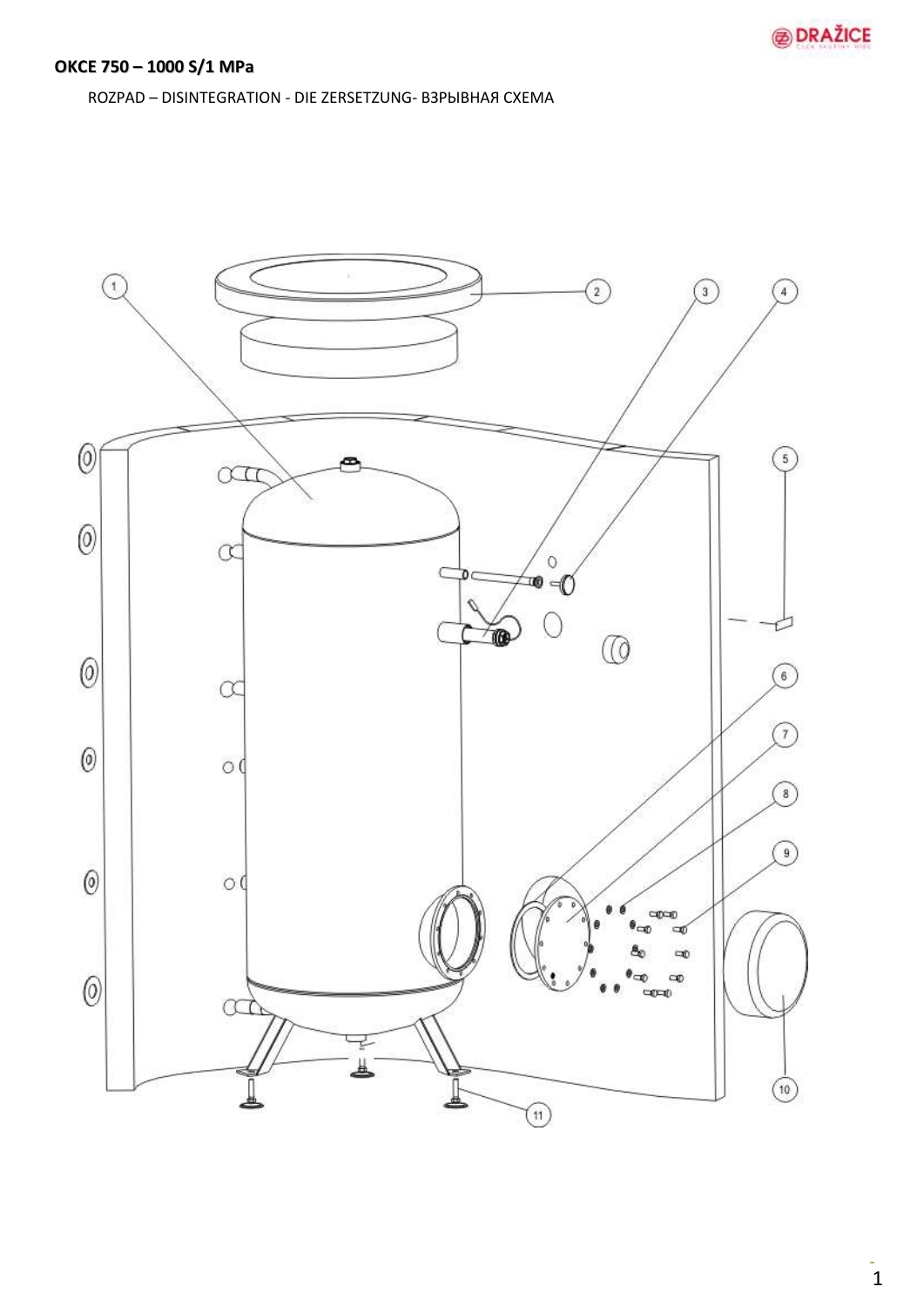## OKCE 750 – 1000 S/1 MPa

ROZPAD – DISINTEGRATION - DIE ZERSETZUNG- ВЗРЫВНАЯ СХЕМА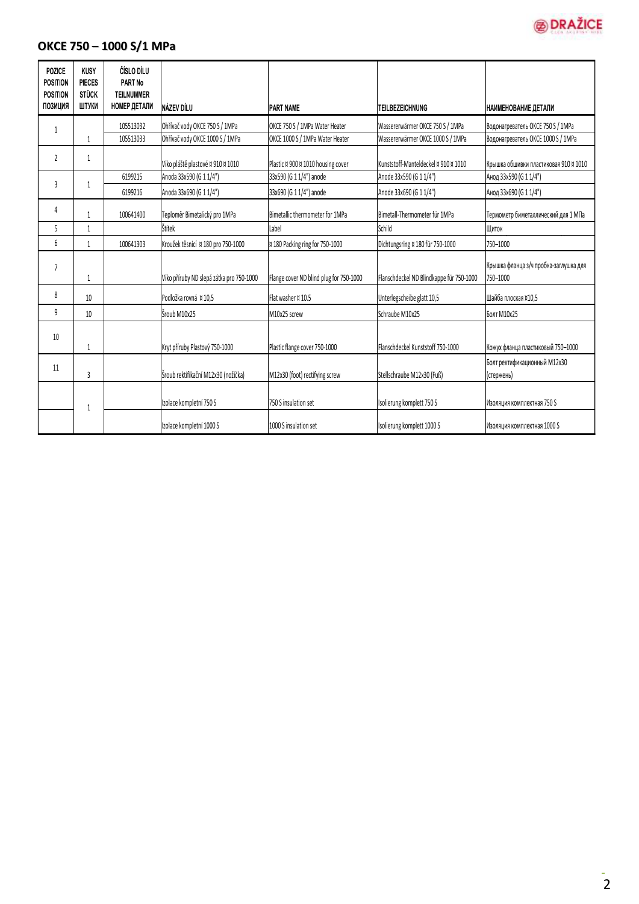## OKCE 750 – 1000 S/1 MPa

| POZICE POSITION POSITION ПОЗИЦИЯ | KUSY PIECES STÜCK ШТУКИ | ČÍSLO DÍLU PART No TEILNUMMER НОМЕР ДЕТАЛИ | NÁZEV DÍLU | PART NAME | TEILBEZEICHNUNG | НАИМЕНОВАНИЕ ДЕТАЛИ |
|---|---|---|---|---|---|---|
| 1 | | 105513032 | Ohřívač vody OKCE 750 S / 1MPa | OKCE 750 S / 1MPa Water Heater | Wassererwärmer OKCE 750 S / 1MPa | Водонагреватель OKCE 750 S / 1MPa |
| | 1 | 105513033 | Ohřívač vody OKCE 1000 S / 1MPa | OKCE 1000 S / 1MPa Water Heater | Wassererwärmer OKCE 1000 S / 1MPa | Водонагреватель OKCE 1000 S / 1MPa |
| 2 | 1 | | Víko pláště plastové ¤ 910 ¤ 1010 | Plastic ¤ 900 ¤ 1010 housing cover | Kunststoff-Manteldeckel ¤ 910 ¤ 1010 | Крышка обшивки пластиковая 910 ¤ 1010 |
| 3 | 1 | 6199215 | Anoda 33x590 (G 1 1/4") | 33x590 (G 1 1/4") anode | Anode 33x590 (G 1 1/4") | Анод 33x590 (G 1 1/4") |
| | | 6199216 | Anoda 33x690 (G 1 1/4") | 33x690 (G 1 1/4") anode | Anode 33x690 (G 1 1/4") | Анод 33x690 (G 1 1/4") |
| 4 | 1 | 100641400 | Teploměr Bimetalický pro 1MPa | Bimetallic thermometer for 1MPa | Bimetall-Thermometer für 1MPa | Термометр биметаллический для 1 МПа |
| 5 | 1 | | Štítek | Label | Schild | Щиток |
| 6 | 1 | 100641303 | Kroužek těsnicí ¤ 180 pro 750-1000 | ¤ 180 Packing ring for 750-1000 | Dichtungsring ¤ 180 für 750-1000 | 750–1000 |
| 7 | 1 | | Víko příruby ND slepá zátka pro 750-1000 | Flange cover ND blind plug for 750-1000 | Flanschdeckel ND Blindkappe für 750-1000 | Крышка фланца з/ч пробка-заглушка для 750–1000 |
| 8 | 10 | | Podložka rovná ¤ 10,5 | Flat washer ¤ 10.5 | Unterlegscheibe glatt 10,5 | Шайба плоская ¤10,5 |
| 9 | 10 | | Šroub M10x25 | M10x25 screw | Schraube M10x25 | Болт M10x25 |
| 10 | 1 | | Kryt příruby Plastový 750-1000 | Plastic flange cover 750-1000 | Flanschdeckel Kunststoff 750-1000 | Кожух фланца пластиковый 750–1000 |
| 11 | 3 | | Šroub rektifikační M12x30 (nožička) | M12x30 (foot) rectifying screw | Stellschraube M12x30 (Fuß) | Болт ректификационный M12x30 (стержень) |
| | 1 | | Izolace kompletní 750 S | 750 S insulation set | Isolierung komplett 750 S | Изоляция комплектная 750 S |
| | | | Izolace kompletní 1000 S | 1000 S insulation set | Isolierung komplett 1000 S | Изоляция комплектная 1000 S |